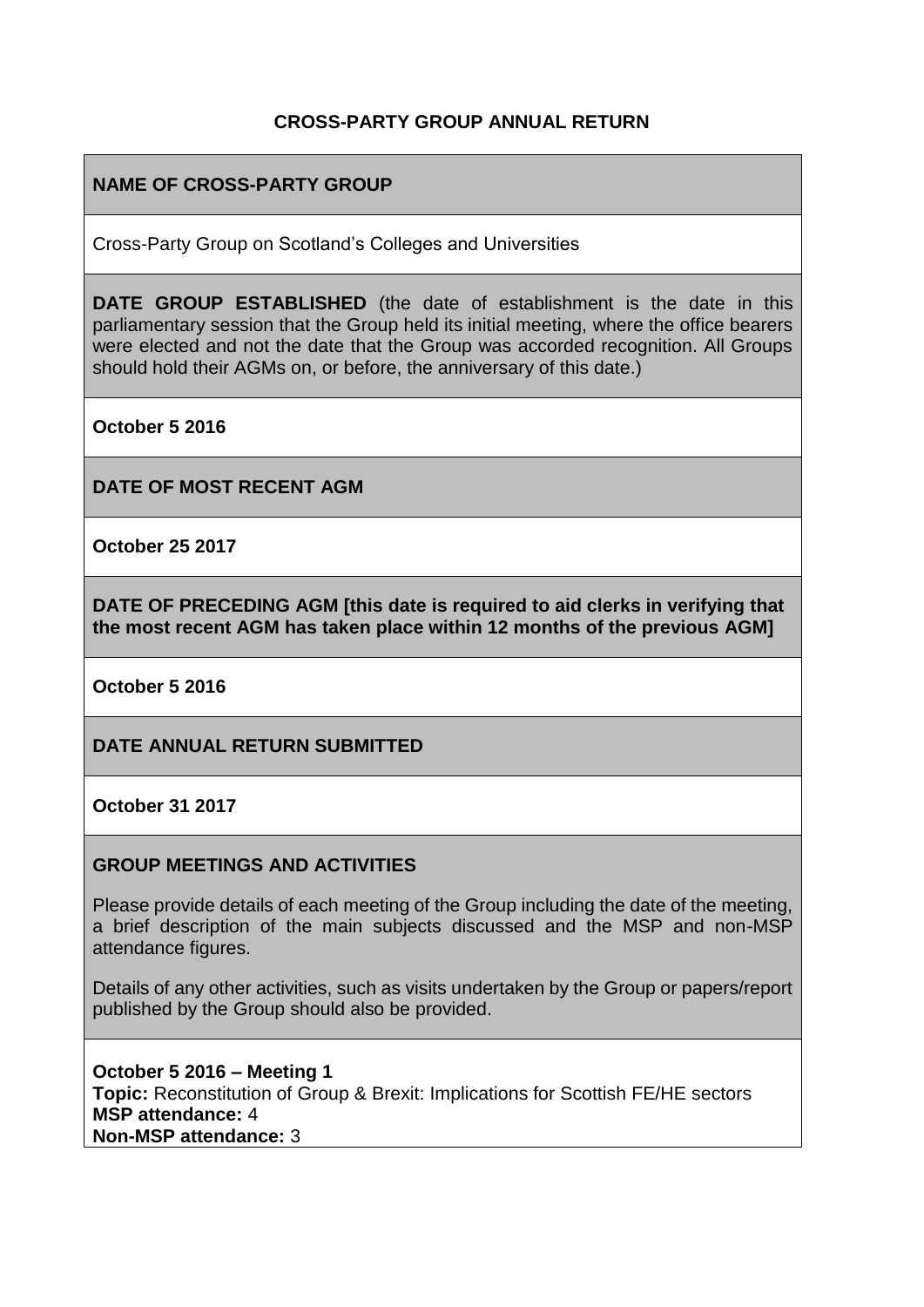# CROSS-PARTY GROUP ANNUAL RETURN

## NAME OF CROSS-PARTY GROUP

Cross-Party Group on Scotland's Colleges and Universities

**DATE GROUP ESTABLISHED** (the date of establishment is the date in this parliamentary session that the Group held its initial meeting, where the office bearers were elected and not the date that the Group was accorded recognition. All Groups should hold their AGMs on, or before, the anniversary of this date.)

**October 5 2016**

## DATE OF MOST RECENT AGM

**October 25 2017**

## DATE OF PRECEDING AGM [this date is required to aid clerks in verifying that the most recent AGM has taken place within 12 months of the previous AGM]

**October 5 2016**

## DATE ANNUAL RETURN SUBMITTED

**October 31 2017**

## GROUP MEETINGS AND ACTIVITIES

Please provide details of each meeting of the Group including the date of the meeting, a brief description of the main subjects discussed and the MSP and non-MSP attendance figures.

Details of any other activities, such as visits undertaken by the Group or papers/report published by the Group should also be provided.

**October 5 2016 – Meeting 1**
**Topic:** Reconstitution of Group & Brexit: Implications for Scottish FE/HE sectors
**MSP attendance:** 4
**Non-MSP attendance:** 3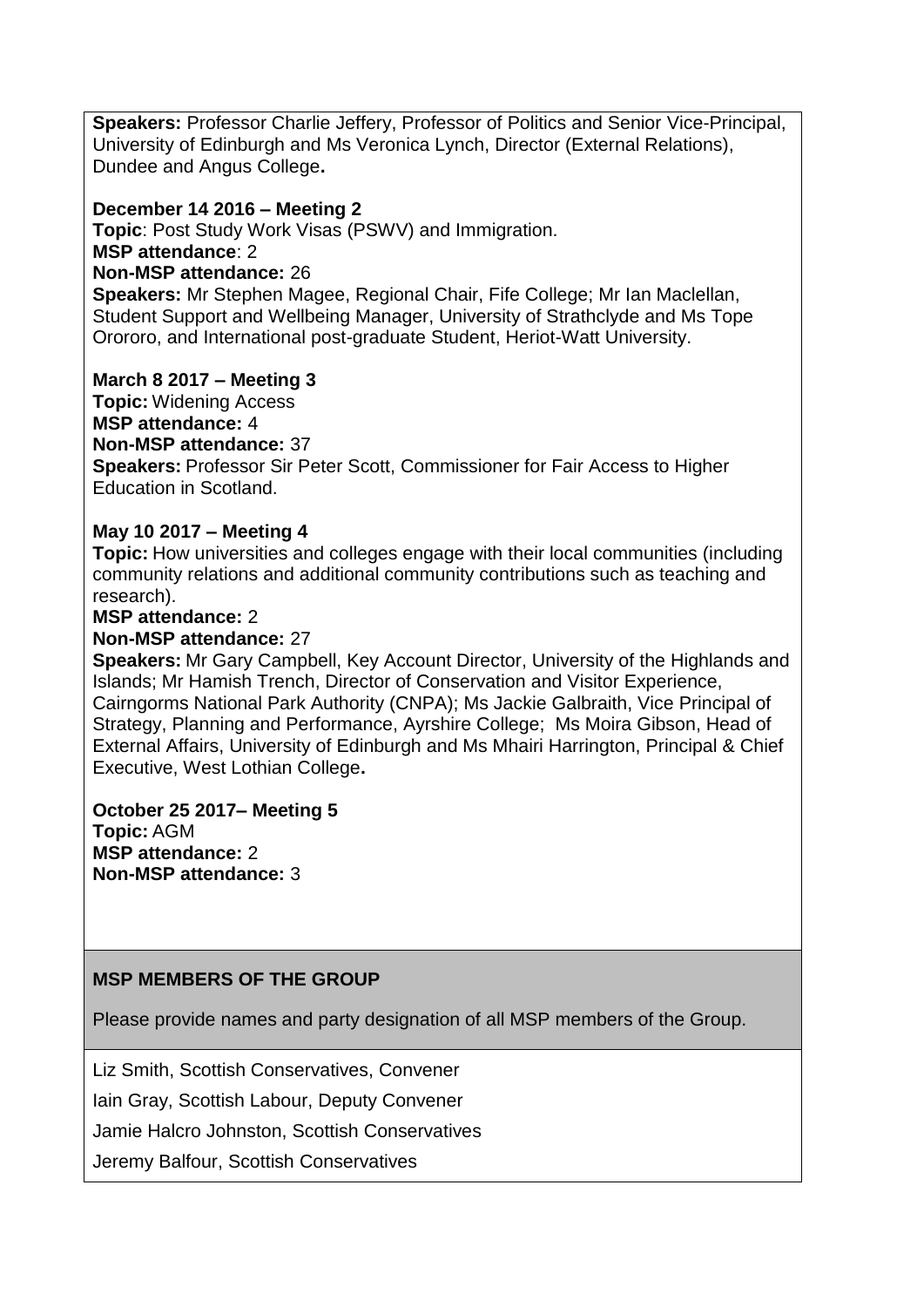**Speakers:** Professor Charlie Jeffery, Professor of Politics and Senior Vice-Principal, University of Edinburgh and Ms Veronica Lynch, Director (External Relations), Dundee and Angus College**.**

**December 14 2016 – Meeting 2**
**Topic**: Post Study Work Visas (PSWV) and Immigration.
**MSP attendance**: 2
**Non-MSP attendance:** 26
**Speakers:** Mr Stephen Magee, Regional Chair, Fife College; Mr Ian Maclellan, Student Support and Wellbeing Manager, University of Strathclyde and Ms Tope Orororo, and International post-graduate Student, Heriot-Watt University.

**March 8 2017 – Meeting 3**
**Topic:** Widening Access
**MSP attendance:** 4
**Non-MSP attendance:** 37
**Speakers:** Professor Sir Peter Scott, Commissioner for Fair Access to Higher Education in Scotland.

**May 10 2017 – Meeting 4**
**Topic:** How universities and colleges engage with their local communities (including community relations and additional community contributions such as teaching and research).
**MSP attendance:** 2
**Non-MSP attendance:** 27
**Speakers:** Mr Gary Campbell, Key Account Director, University of the Highlands and Islands; Mr Hamish Trench, Director of Conservation and Visitor Experience, Cairngorms National Park Authority (CNPA); Ms Jackie Galbraith, Vice Principal of Strategy, Planning and Performance, Ayrshire College; Ms Moira Gibson, Head of External Affairs, University of Edinburgh and Ms Mhairi Harrington, Principal & Chief Executive, West Lothian College**.**

**October 25 2017– Meeting 5**
**Topic:** AGM
**MSP attendance:** 2
**Non-MSP attendance:** 3

**MSP MEMBERS OF THE GROUP**

Please provide names and party designation of all MSP members of the Group.

Liz Smith, Scottish Conservatives, Convener

Iain Gray, Scottish Labour, Deputy Convener

Jamie Halcro Johnston, Scottish Conservatives

Jeremy Balfour, Scottish Conservatives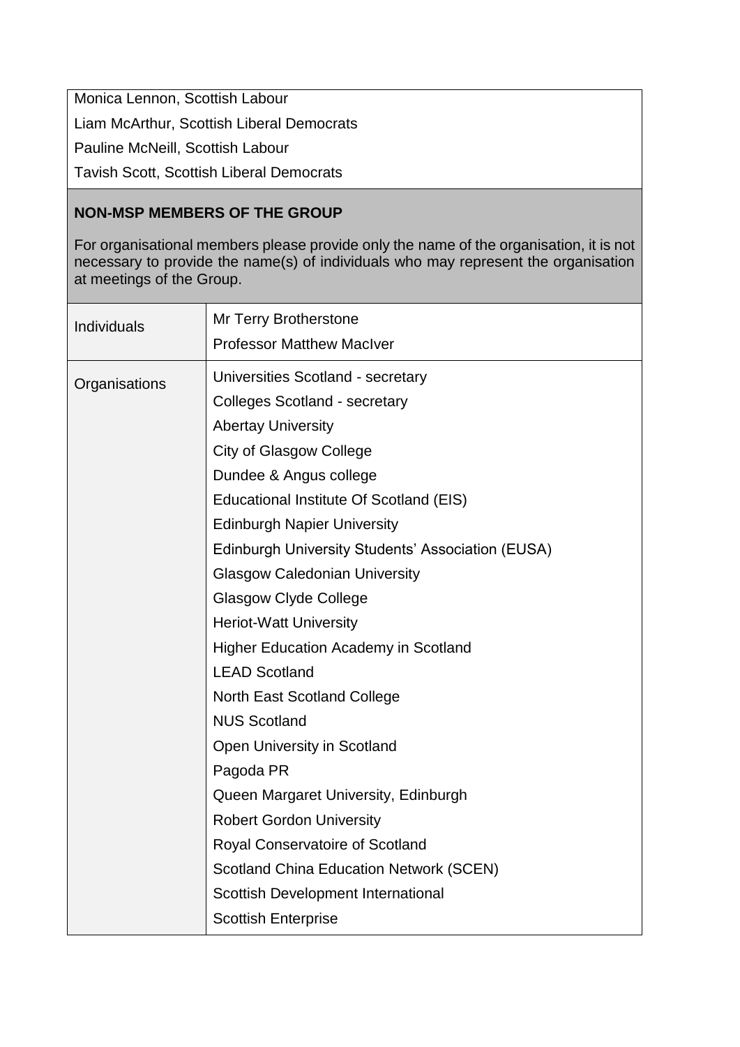Monica Lennon, Scottish Labour

Liam McArthur, Scottish Liberal Democrats

Pauline McNeill, Scottish Labour

Tavish Scott, Scottish Liberal Democrats

**NON-MSP MEMBERS OF THE GROUP**

For organisational members please provide only the name of the organisation, it is not necessary to provide the name(s) of individuals who may represent the organisation at meetings of the Group.

| | |
|---|---|
| Individuals | Mr Terry Brotherstone<br>Professor Matthew MacIver |
| Organisations | Universities Scotland - secretary<br>Colleges Scotland - secretary<br>Abertay University<br>City of Glasgow College<br>Dundee & Angus college<br>Educational Institute Of Scotland (EIS)<br>Edinburgh Napier University<br>Edinburgh University Students' Association (EUSA)<br>Glasgow Caledonian University<br>Glasgow Clyde College<br>Heriot-Watt University<br>Higher Education Academy in Scotland<br>LEAD Scotland<br>North East Scotland College<br>NUS Scotland<br>Open University in Scotland<br>Pagoda PR<br>Queen Margaret University, Edinburgh<br>Robert Gordon University<br>Royal Conservatoire of Scotland<br>Scotland China Education Network (SCEN)<br>Scottish Development International<br>Scottish Enterprise |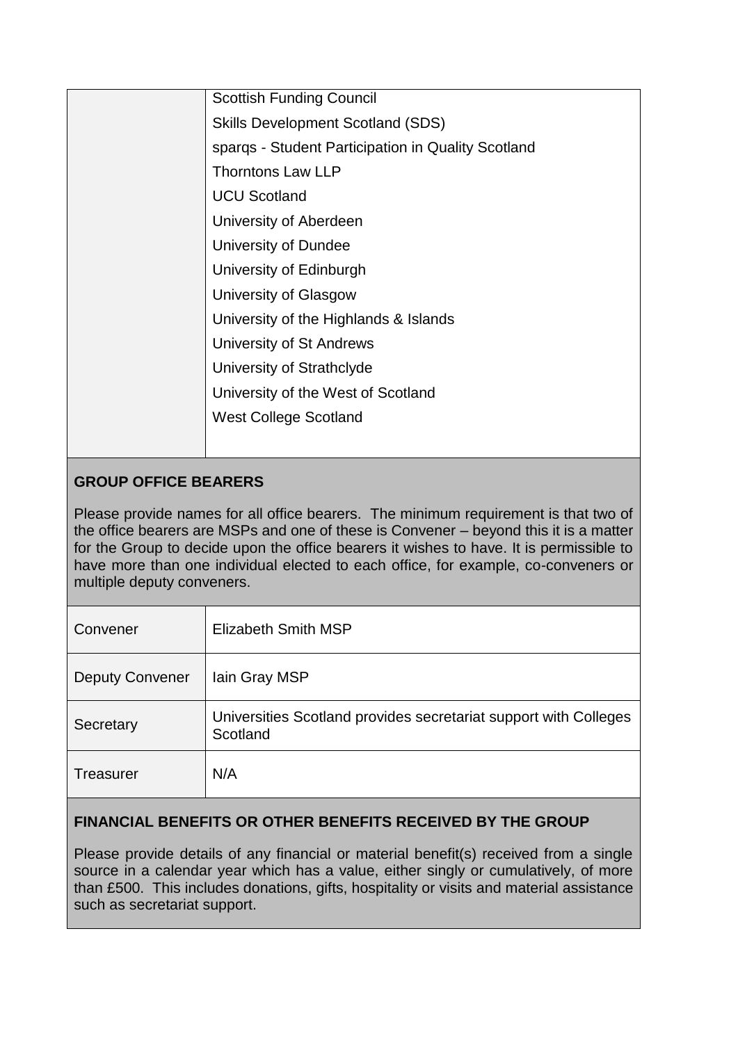| | |
|---|---|
| | Scottish Funding Council<br>Skills Development Scotland (SDS)<br>sparqs - Student Participation in Quality Scotland<br>Thorntons Law LLP<br>UCU Scotland<br>University of Aberdeen<br>University of Dundee<br>University of Edinburgh<br>University of Glasgow<br>University of the Highlands & Islands<br>University of St Andrews<br>University of Strathclyde<br>University of the West of Scotland<br>West College Scotland |

**GROUP OFFICE BEARERS**

Please provide names for all office bearers. The minimum requirement is that two of the office bearers are MSPs and one of these is Convener – beyond this it is a matter for the Group to decide upon the office bearers it wishes to have. It is permissible to have more than one individual elected to each office, for example, co-conveners or multiple deputy conveners.

| | |
|---|---|
| Convener | Elizabeth Smith MSP |
| Deputy Convener | Iain Gray MSP |
| Secretary | Universities Scotland provides secretariat support with Colleges Scotland |
| Treasurer | N/A |

**FINANCIAL BENEFITS OR OTHER BENEFITS RECEIVED BY THE GROUP**

Please provide details of any financial or material benefit(s) received from a single source in a calendar year which has a value, either singly or cumulatively, of more than £500. This includes donations, gifts, hospitality or visits and material assistance such as secretariat support.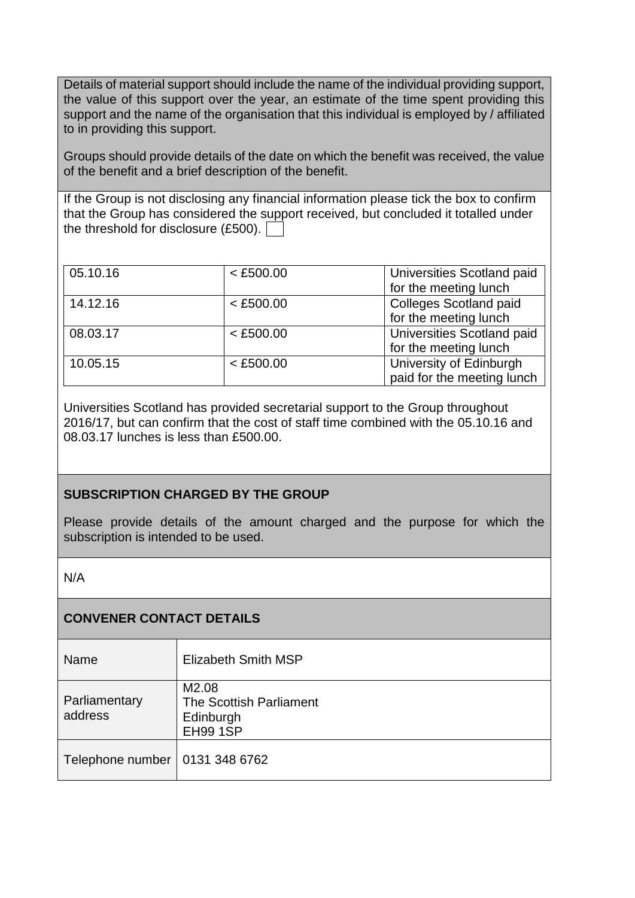Details of material support should include the name of the individual providing support, the value of this support over the year, an estimate of the time spent providing this support and the name of the organisation that this individual is employed by / affiliated to in providing this support.

Groups should provide details of the date on which the benefit was received, the value of the benefit and a brief description of the benefit.

If the Group is not disclosing any financial information please tick the box to confirm that the Group has considered the support received, but concluded it totalled under the threshold for disclosure (£500). ☐

| | | |
|---|---|---|
| 05.10.16 | < £500.00 | Universities Scotland paid for the meeting lunch |
| 14.12.16 | < £500.00 | Colleges Scotland paid for the meeting lunch |
| 08.03.17 | < £500.00 | Universities Scotland paid for the meeting lunch |
| 10.05.15 | < £500.00 | University of Edinburgh paid for the meeting lunch |

Universities Scotland has provided secretarial support to the Group throughout 2016/17, but can confirm that the cost of staff time combined with the 05.10.16 and 08.03.17 lunches is less than £500.00.

**SUBSCRIPTION CHARGED BY THE GROUP**

Please provide details of the amount charged and the purpose for which the subscription is intended to be used.

N/A

**CONVENER CONTACT DETAILS**

| | |
|---|---|
| Name | Elizabeth Smith MSP |
| Parliamentary address | M2.08<br>The Scottish Parliament<br>Edinburgh<br>EH99 1SP |
| Telephone number | 0131 348 6762 |